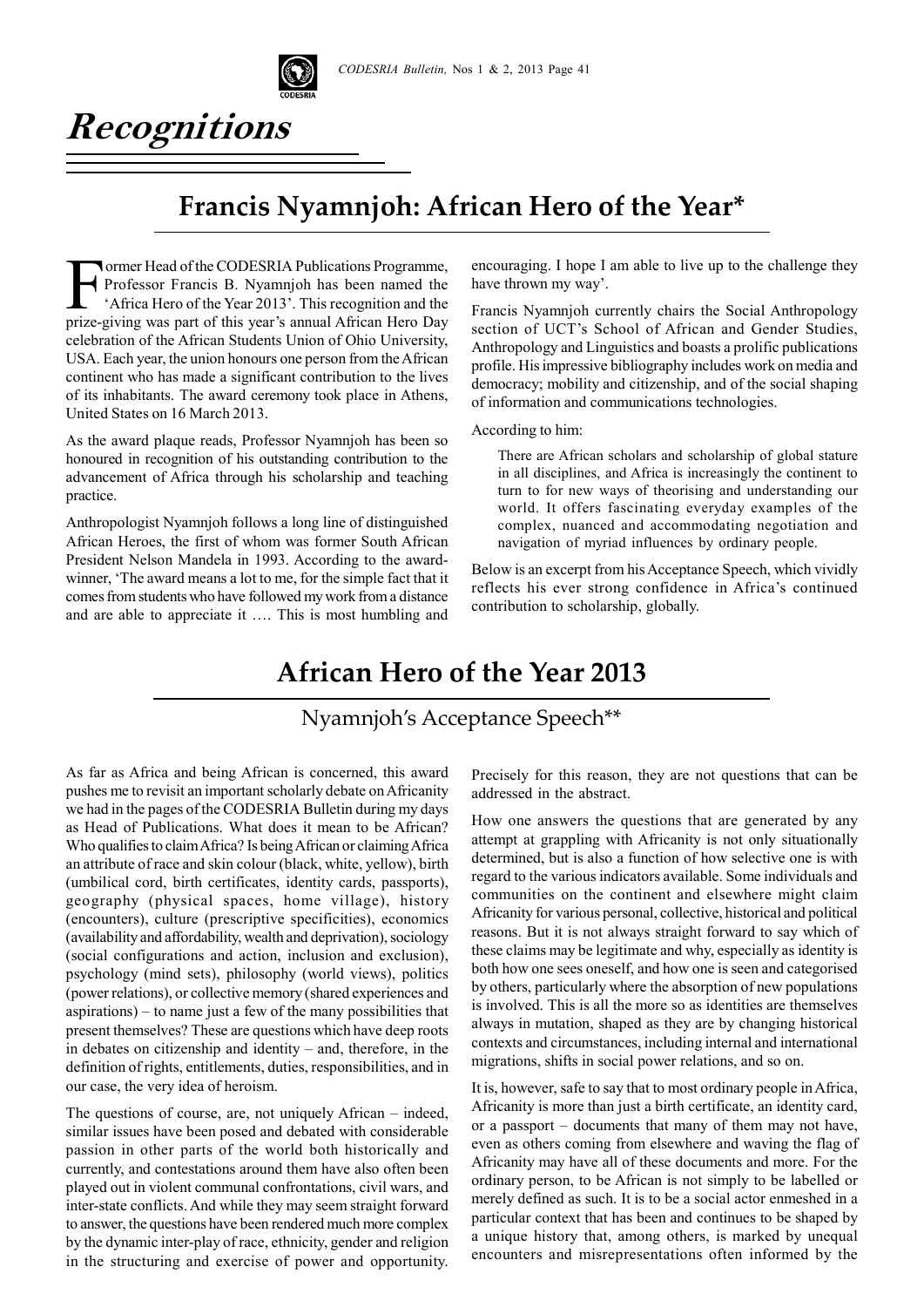# Recognitions

## Francis Nyamnjoh: African Hero of the Year*

Former Head of the CODESRIA Publications Programme, Professor Francis B. Nyamnjoh has been named the 'Africa Hero of the Year 2013'. This recognition and the prize-giving was part of this year's annual African Hero Day celebration of the African Students Union of Ohio University, USA. Each year, the union honours one person from the African continent who has made a significant contribution to the lives of its inhabitants. The award ceremony took place in Athens, United States on 16 March 2013.

As the award plaque reads, Professor Nyamnjoh has been so honoured in recognition of his outstanding contribution to the advancement of Africa through his scholarship and teaching practice.

Anthropologist Nyamnjoh follows a long line of distinguished African Heroes, the first of whom was former South African President Nelson Mandela in 1993. According to the award-winner, 'The award means a lot to me, for the simple fact that it comes from students who have followed my work from a distance and are able to appreciate it …. This is most humbling and encouraging. I hope I am able to live up to the challenge they have thrown my way'.

Francis Nyamnjoh currently chairs the Social Anthropology section of UCT's School of African and Gender Studies, Anthropology and Linguistics and boasts a prolific publications profile. His impressive bibliography includes work on media and democracy; mobility and citizenship, and of the social shaping of information and communications technologies.

According to him:

> There are African scholars and scholarship of global stature in all disciplines, and Africa is increasingly the continent to turn to for new ways of theorising and understanding our world. It offers fascinating everyday examples of the complex, nuanced and accommodating negotiation and navigation of myriad influences by ordinary people.

Below is an excerpt from his Acceptance Speech, which vividly reflects his ever strong confidence in Africa's continued contribution to scholarship, globally.

## African Hero of the Year 2013

### Nyamnjoh's Acceptance Speech**

As far as Africa and being African is concerned, this award pushes me to revisit an important scholarly debate on Africanity we had in the pages of the CODESRIA Bulletin during my days as Head of Publications. What does it mean to be African? Who qualifies to claim Africa? Is being African or claiming Africa an attribute of race and skin colour (black, white, yellow), birth (umbilical cord, birth certificates, identity cards, passports), geography (physical spaces, home village), history (encounters), culture (prescriptive specificities), economics (availability and affordability, wealth and deprivation), sociology (social configurations and action, inclusion and exclusion), psychology (mind sets), philosophy (world views), politics (power relations), or collective memory (shared experiences and aspirations) – to name just a few of the many possibilities that present themselves? These are questions which have deep roots in debates on citizenship and identity – and, therefore, in the definition of rights, entitlements, duties, responsibilities, and in our case, the very idea of heroism.

The questions of course, are, not uniquely African – indeed, similar issues have been posed and debated with considerable passion in other parts of the world both historically and currently, and contestations around them have also often been played out in violent communal confrontations, civil wars, and inter-state conflicts. And while they may seem straight forward to answer, the questions have been rendered much more complex by the dynamic inter-play of race, ethnicity, gender and religion in the structuring and exercise of power and opportunity. Precisely for this reason, they are not questions that can be addressed in the abstract.

How one answers the questions that are generated by any attempt at grappling with Africanity is not only situationally determined, but is also a function of how selective one is with regard to the various indicators available. Some individuals and communities on the continent and elsewhere might claim Africanity for various personal, collective, historical and political reasons. But it is not always straight forward to say which of these claims may be legitimate and why, especially as identity is both how one sees oneself, and how one is seen and categorised by others, particularly where the absorption of new populations is involved. This is all the more so as identities are themselves always in mutation, shaped as they are by changing historical contexts and circumstances, including internal and international migrations, shifts in social power relations, and so on.

It is, however, safe to say that to most ordinary people in Africa, Africanity is more than just a birth certificate, an identity card, or a passport – documents that many of them may not have, even as others coming from elsewhere and waving the flag of Africanity may have all of these documents and more. For the ordinary person, to be African is not simply to be labelled or merely defined as such. It is to be a social actor enmeshed in a particular context that has been and continues to be shaped by a unique history that, among others, is marked by unequal encounters and misrepresentations often informed by the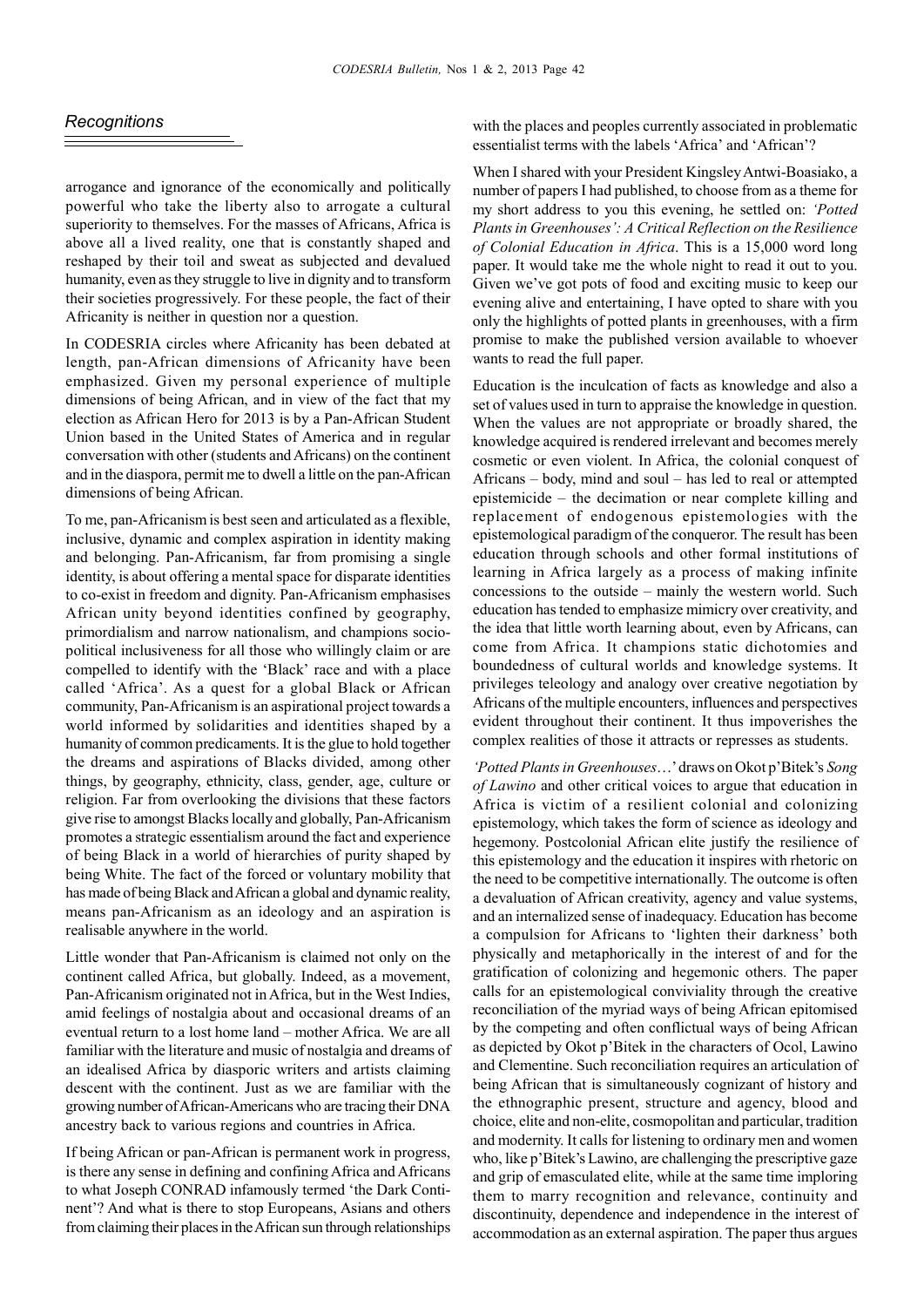## Recognitions

arrogance and ignorance of the economically and politically powerful who take the liberty also to arrogate a cultural superiority to themselves. For the masses of Africans, Africa is above all a lived reality, one that is constantly shaped and reshaped by their toil and sweat as subjected and devalued humanity, even as they struggle to live in dignity and to transform their societies progressively. For these people, the fact of their Africanity is neither in question nor a question.

In CODESRIA circles where Africanity has been debated at length, pan-African dimensions of Africanity have been emphasized. Given my personal experience of multiple dimensions of being African, and in view of the fact that my election as African Hero for 2013 is by a Pan-African Student Union based in the United States of America and in regular conversation with other (students and Africans) on the continent and in the diaspora, permit me to dwell a little on the pan-African dimensions of being African.

To me, pan-Africanism is best seen and articulated as a flexible, inclusive, dynamic and complex aspiration in identity making and belonging. Pan-Africanism, far from promising a single identity, is about offering a mental space for disparate identities to co-exist in freedom and dignity. Pan-Africanism emphasises African unity beyond identities confined by geography, primordialism and narrow nationalism, and champions socio-political inclusiveness for all those who willingly claim or are compelled to identify with the 'Black' race and with a place called 'Africa'. As a quest for a global Black or African community, Pan-Africanism is an aspirational project towards a world informed by solidarities and identities shaped by a humanity of common predicaments. It is the glue to hold together the dreams and aspirations of Blacks divided, among other things, by geography, ethnicity, class, gender, age, culture or religion. Far from overlooking the divisions that these factors give rise to amongst Blacks locally and globally, Pan-Africanism promotes a strategic essentialism around the fact and experience of being Black in a world of hierarchies of purity shaped by being White. The fact of the forced or voluntary mobility that has made of being Black and African a global and dynamic reality, means pan-Africanism as an ideology and an aspiration is realisable anywhere in the world.

Little wonder that Pan-Africanism is claimed not only on the continent called Africa, but globally. Indeed, as a movement, Pan-Africanism originated not in Africa, but in the West Indies, amid feelings of nostalgia about and occasional dreams of an eventual return to a lost home land – mother Africa. We are all familiar with the literature and music of nostalgia and dreams of an idealised Africa by diasporic writers and artists claiming descent with the continent. Just as we are familiar with the growing number of African-Americans who are tracing their DNA ancestry back to various regions and countries in Africa.

If being African or pan-African is permanent work in progress, is there any sense in defining and confining Africa and Africans to what Joseph CONRAD infamously termed 'the Dark Continent'? And what is there to stop Europeans, Asians and others from claiming their places in the African sun through relationships with the places and peoples currently associated in problematic essentialist terms with the labels 'Africa' and 'African'?

When I shared with your President Kingsley Antwi-Boasiako, a number of papers I had published, to choose from as a theme for my short address to you this evening, he settled on: *'Potted Plants in Greenhouses': A Critical Reflection on the Resilience of Colonial Education in Africa*. This is a 15,000 word long paper. It would take me the whole night to read it out to you. Given we've got pots of food and exciting music to keep our evening alive and entertaining, I have opted to share with you only the highlights of potted plants in greenhouses, with a firm promise to make the published version available to whoever wants to read the full paper.

Education is the inculcation of facts as knowledge and also a set of values used in turn to appraise the knowledge in question. When the values are not appropriate or broadly shared, the knowledge acquired is rendered irrelevant and becomes merely cosmetic or even violent. In Africa, the colonial conquest of Africans – body, mind and soul – has led to real or attempted epistemicide – the decimation or near complete killing and replacement of endogenous epistemologies with the epistemological paradigm of the conqueror. The result has been education through schools and other formal institutions of learning in Africa largely as a process of making infinite concessions to the outside – mainly the western world. Such education has tended to emphasize mimicry over creativity, and the idea that little worth learning about, even by Africans, can come from Africa. It champions static dichotomies and boundedness of cultural worlds and knowledge systems. It privileges teleology and analogy over creative negotiation by Africans of the multiple encounters, influences and perspectives evident throughout their continent. It thus impoverishes the complex realities of those it attracts or represses as students.

*'Potted Plants in Greenhouses*…' draws on Okot p'Bitek's *Song of Lawino* and other critical voices to argue that education in Africa is victim of a resilient colonial and colonizing epistemology, which takes the form of science as ideology and hegemony. Postcolonial African elite justify the resilience of this epistemology and the education it inspires with rhetoric on the need to be competitive internationally. The outcome is often a devaluation of African creativity, agency and value systems, and an internalized sense of inadequacy. Education has become a compulsion for Africans to 'lighten their darkness' both physically and metaphorically in the interest of and for the gratification of colonizing and hegemonic others. The paper calls for an epistemological conviviality through the creative reconciliation of the myriad ways of being African epitomised by the competing and often conflictual ways of being African as depicted by Okot p'Bitek in the characters of Ocol, Lawino and Clementine. Such reconciliation requires an articulation of being African that is simultaneously cognizant of history and the ethnographic present, structure and agency, blood and choice, elite and non-elite, cosmopolitan and particular, tradition and modernity. It calls for listening to ordinary men and women who, like p'Bitek's Lawino, are challenging the prescriptive gaze and grip of emasculated elite, while at the same time imploring them to marry recognition and relevance, continuity and discontinuity, dependence and independence in the interest of accommodation as an external aspiration. The paper thus argues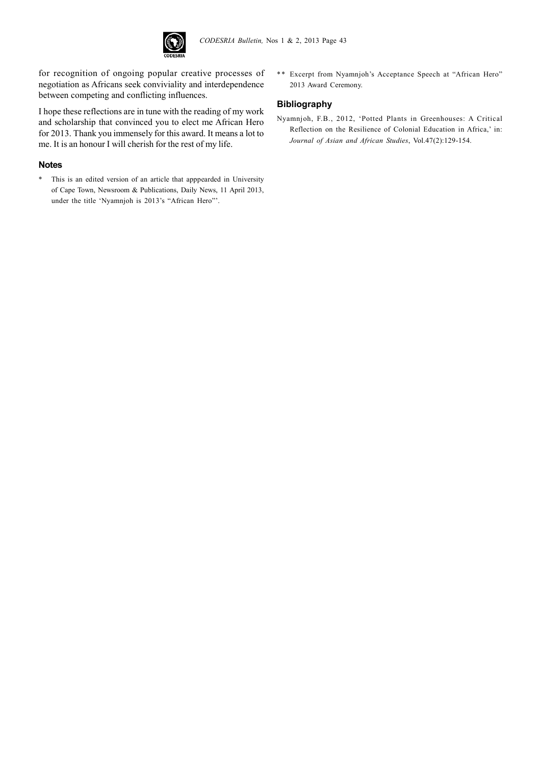for recognition of ongoing popular creative processes of negotiation as Africans seek conviviality and interdependence between competing and conflicting influences.

I hope these reflections are in tune with the reading of my work and scholarship that convinced you to elect me African Hero for 2013. Thank you immensely for this award. It means a lot to me. It is an honour I will cherish for the rest of my life.

## Notes

\* This is an edited version of an article that apppearded in University of Cape Town, Newsroom & Publications, Daily News, 11 April 2013, under the title 'Nyamnjoh is 2013's "African Hero"'.

\*\* Excerpt from Nyamnjoh's Acceptance Speech at "African Hero" 2013 Award Ceremony.

## Bibliography

Nyamnjoh, F.B., 2012, 'Potted Plants in Greenhouses: A Critical Reflection on the Resilience of Colonial Education in Africa,' in: *Journal of Asian and African Studies*, Vol.47(2):129-154.